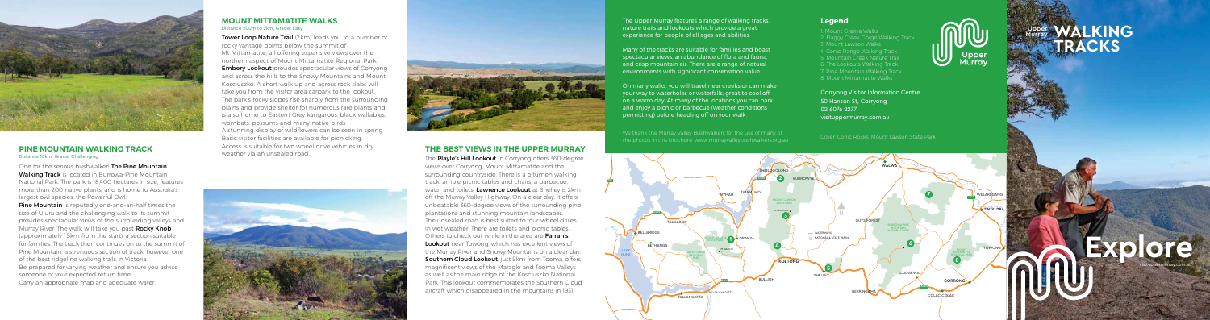## PINE MOUNTAIN WALKING TRACK

Distance 10km, Grade: Challenging

One for the serious bushwalker! **The Pine Mountain Walking Track** is located in Burrowa-Pine Mountain National Park. The park is 18,400 hectares in size, features more than 200 native plants, and is home to Australia's largest owl species, the Powerful Owl.

**Pine Mountain** is reputedly one-and-an-half times the size of Uluru and the challenging walk to its summit provides spectacular views of the surrounding valleys and Murray River. The walk will take you past **Rocky Knob** (approximately 1.5km from the start), a section suitable for families. The track then continues on to the summit of Pine Mountain, a strenuous section of track, however one of the best ridgeline walking trails in Victoria.

Be prepared for varying weather and ensure you advise someone of your expected return time.

Carry an appropriate map and adequate water.

## MOUNT MITTAMATITE WALKS

Distance 200m to 2km, Grade: Easy

**Tower Loop Nature Trail** (2km) leads you to a number of rocky vantage points below the summit of Mt Mittamatite, all offering expansive views over the northern aspect of Mount Mittamatite Regional Park. **Embery Lookout** provides spectacular views of Corryong and across the hills to the Snowy Mountains and Mount Kosciuszko. A short walk up and across rock slabs will take you from the visitor area carpark to the lookout. The park's rocky slopes rise sharply from the surrounding plains and provide shelter for numerous rare plants and is also home to Eastern Grey kangaroos, black wallabies, wombats, possums and many native birds.

A stunning display of wildflowers can be seen in spring. Basic visitor facilities are available for picnicking. Access is suitable for two wheel drive vehicles in dry weather via an unsealed road.

## THE BEST VIEWS IN THE UPPER MURRAY

The **Playle's Hill Lookout** in Corryong offers 360-degree views over Corryong, Mount Mittamatite and the surrounding countryside. There is a bitumen walking track, ample picnic tables and chairs, a barbecue, water and toilets. **Lawrence Lookout** at Shelley is 2km off the Murray Valley Highway. On a clear day, it offers unbeatable 360-degree views of the surrounding pine plantations and stunning mountain landscapes. The unsealed road is best suited to four-wheel drives in wet weather. There are toilets and picnic tables. Others to check out while in the area are **Farran's Lookout** near Towong, which has excellent views of the Murray River and Snowy Mountains on a clear day. **Southern Cloud Lookout**, just 5km from Tooma, offers magnificent views of the Maragle and Tooma Valleys as well as the main ridge of the Kosciuszko National Park. This lookout commemorates the Southern Cloud aircraft which disappeared in the mountains in 1931.

The Upper Murray features a range of walking tracks, nature trails and lookouts which provide a great experience for people of all ages and abilities.

Many of the tracks are suitable for families and boast spectacular views, an abundance of flora and fauna, and crisp mountain air. There are a range of natural environments with significant conservation value.

On many walks, you will travel near creeks or can make your way to waterholes or waterfalls, great to cool off on a warm day. At many of the locations you can park and enjoy a picnic or barbecue (weather conditions permitting) before heading off on your walk.

We thank the Murray Valley Bushwalkers for the use of many of the photos in this brochure. www.murrayvalleybushwalkers.org.au

### Legend

1. Mount Granya Walks
2. Flaggy Creek Gorge Walking Track
3. Mount Lawson Walks
4. Conic Range Walking Track
5. Mountain Creek Nature Trail
6. The Lookouts Walking Track
7. Pine Mountain Walking Track
8. Mount Mittamatite Walks

Corryong Visitor Information Centre
50 Hanson St, Corryong
02 6076 2277
visituppermurray.com.au

Cover: Conic Rocks, Mount Lawson State Park

# Upper Murray WALKING TRACKS

# Explore

visituppermurray.com.au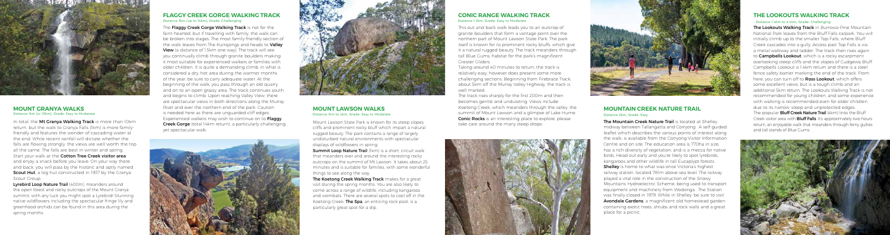## MOUNT GRANYA WALKS

Distance 1km (or 10km), Grade: Easy to Moderate

In total, the **Mt Granya Walking Track** is more than 10km return, but the walk to Granya Falls (1km) is more family-friendly and features the wonder of cascading water at the end. While recent rainfall will dictate whether the falls are flowing strongly, the views are well worth the trip all the same. The falls are best in winter and spring. Start your walk at the **Cotton Tree Creek visitor area** and enjoy a snack before you leave. On your way there and back, you will pass by the historic and aptly named **Scout Hut**, a log hut constructed in 1937 by the Granya Scout Group.

**Lyrebird Loop Nature Trail** (400m), meanders around the open forest and rocky outcrops of the Mount Granya summit, with any luck you might spot a Lyrebird! Stunning native wildflowers including the spectacular fringe lily and greenhood orchids can be found in this area during the spring months.

## FLAGGY CREEK GORGE WALKING TRACK

Distance 3km (up to 14km), Grade: Challenging

The **Flaggy Creek Gorge Walking Track** is not for the faint-hearted, but if travelling with family, the walk can be broken into stages. The most family-friendly section of the walk leaves from The Kurrajongs and heads to **Valley View** (a distance of 1.5km one way). The track will see you continually climb through granite boulders making it most suitable for experienced walkers or families with older children. It is quite a demanding climb, in what is considered a dry, hot area during the warmer months of the year, be sure to carry adequate water. At the beginning of the walk, you pass through an old quarry and on to an open grassy area. The track continues south and begins to climb. Upon reaching Valley View, there are spectacular views in both directions along the Murray River and over the northern end of the park. Caution is needed here as there are unguarded cliff edges. Experienced walkers may wish to continue on to **Flaggy Creek Gorge** (total 14km return), a particularly challenging yet spectacular walk.

## MOUNT LAWSON WALKS

Distance 1km to 4km, Grade: Easy to Moderate

Mount Lawson State Park is known for its steep slopes, cliffs and prominent rocky bluff which impart a natural rugged beauty. The park contains a range of largely undisturbed natural environments with spectacular displays of wildflowers in spring.

**Summit Loop Nature Trail** (1km) is a short, circuit walk that meanders over and around the interesting rocky outcrops on the summit of Mt Lawson. It takes about 25 minutes and is suitable for families, with some wonderful things to see along the way.

**The Koetong Creek Walking Track** makes for a great visit during the spring months. You are also likely to come across a range of wildlife, including kangaroos and wombats. There are several spots to cool off in the Koetong Creek. **The Spa**, an enticing rock pool, is a particularly great spot for a dip.

## CONIC RANGE WALKING TRACK

Distance 1.5km, Grade: Easy to Moderate

This out and back walk leads you to an outcrop of granite boulders that form a vantage point over the northern part of Mount Lawson State Park. The park itself is known for its prominent rocky bluffs, which give it a natural rugged beauty. The track meanders through tall Blue Gums, habitat for the park's magnificent Greater Gliders.

Taking around 40 minutes to return, the track is relatively easy, however does present some more challenging sections. Beginning from Firebrace Track, about 5km off the Murray Valley Highway, the track is well marked.

The track rises sharply for the first 200m and then becomes gentle and undulating. Views include Koetong Creek, which meanders through the valley, the summit of Mount Lawson and a glimpse of Lake Hume. **Conic Rocks** is an interesting place to explore, please take care around the many steep drops.

## MOUNTAIN CREEK NATURE TRAIL

Distance 2km, Grade: Easy

**The Mountain Creek Nature Trail** is located at Shelley, midway between Tallangatta and Corryong. A self-guided leaflet which describes the various points of interest along the walk, is available from the Corryong Visitor Information Centre and on site. The education area is 770ha in size, has a rich diversity of vegetation, and is a mecca for native birds. Head out early and you're likely to spot lyrebirds, kangaroos and other wildlife in tall Eucalypt forests.

**Shelley** is home to what was once Victoria's highest railway station, located 781m above sea level. The railway played a vital role in the construction of the Snowy Mountains Hydroelectric Scheme, being used to transport equipment and machinery from Wodonga. The Station was finally closed in 1979. While in Shelley, be sure to visit **Avondale Gardens**, a magnificent old homestead garden containing exotic trees, shrubs and rock walls and a great place for a picnic.

## THE LOOKOUTS WALKING TRACK

Distance 1.4km to 6.4km, Grade: Challenging

**The Lookouts Walking Track** in Burrowa-Pine Mountain National Park leaves from the Bluff Falls carpark. You will initially climb up to the smaller Top Falls, where Bluff Creek cascades into a gully. Access past Top Falls is via a metal walkway and ladder. The track then rises again to **Campbells Lookout**, which is a rocky escarpment overlooking steep cliffs and the slopes of Cudgewa Bluff. Campbells Lookout is 1.4km return and there is a steel fence safety barrier marking the end of the track. From here, you can turn off to **Ross Lookout**, which offers some excellent views, but is a tough climb and an additional 5km return. The Lookouts Walking Track is not recommended for young children, and some experience with walking is recommended even for older children due to its narrow, steep and unprotected edges.

The popular **Bluff Creek Nature Trail** (4km) links the Bluff Creek visitor area with **Bluff Falls**. It's approximately two hours return; an enjoyable walk that meanders through ferny gullies and tall stands of Blue Gums.